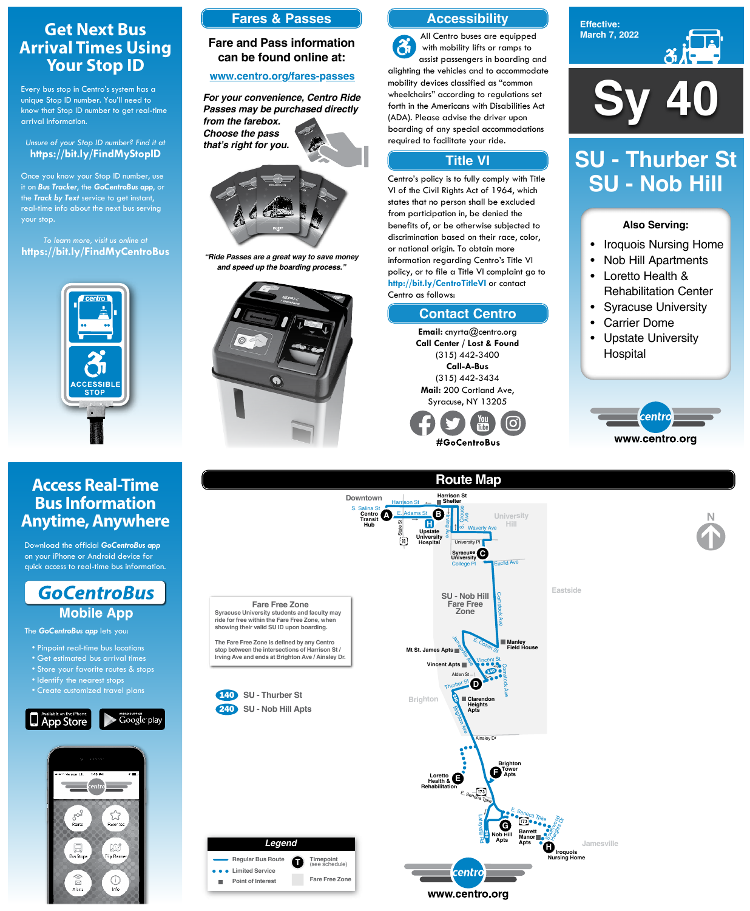# Get Next Bus Arrival Times Using Your Stop ID

Every bus stop in Centro's system has a unique Stop ID number. You'll need to know that Stop ID number to get real-time arrival information.

*Unsure of your Stop ID number? Find it at*
**https://bit.ly/FindMyStopID**

Once you know your Stop ID number, use it on ***Bus Tracker***, the ***GoCentroBus app***, or the ***Track by Text*** service to get instant, real-time info about the next bus serving your stop.

*To learn more, visit us online at*
**https://bit.ly/FindMyCentroBus**

ACCESSIBLE STOP

## Fares & Passes

**Fare and Pass information can be found online at:**

**www.centro.org/fares-passes**

***For your convenience, Centro Ride Passes may be purchased directly from the farebox. Choose the pass that's right for you.***

***"Ride Passes are a great way to save money and speed up the boarding process."***

## Accessibility

All Centro buses are equipped with mobility lifts or ramps to assist passengers in boarding and alighting the vehicles and to accommodate mobility devices classified as "common wheelchairs" according to regulations set forth in the Americans with Disabilities Act (ADA). Please advise the driver upon boarding of any special accommodations required to facilitate your ride.

## Title VI

Centro's policy is to fully comply with Title VI of the Civil Rights Act of 1964, which states that no person shall be excluded from participation in, be denied the benefits of, or be otherwise subjected to discrimination based on their race, color, or national origin. To obtain more information regarding Centro's Title VI policy, or to file a Title VI complaint go to **http://bit.ly/CentroTitleVI** or contact Centro as follows:

## Contact Centro

**Email:** cnyrta@centro.org
**Call Center / Lost & Found**
(315) 442-3400
**Call-A-Bus**
(315) 442-3434
**Mail:** 200 Cortland Ave,
Syracuse, NY 13205

**#GoCentroBus**

**Effective: March 7, 2022**

# Sy 40

# SU - Thurber St
# SU - Nob Hill

**Also Serving:**

- Iroquois Nursing Home
- Nob Hill Apartments
- Loretto Health & Rehabilitation Center
- Syracuse University
- Carrier Dome
- Upstate University Hospital

www.centro.org

# Access Real-Time Bus Information Anytime, Anywhere

Download the official ***GoCentroBus app*** on your iPhone or Android device for quick access to real-time bus information.

## GoCentroBus Mobile App

The ***GoCentroBus app*** lets you:

- Pinpoint real-time bus locations
- Get estimated bus arrival times
- Store your favorite routes & stops
- Identify the nearest stops
- Create customized travel plans

Available on the iPhone App Store | Android App on Google play

## Route Map

**Fare Free Zone**
Syracuse University students and faculty may ride for free within the Fare Free Zone, when showing their valid SU ID upon boarding.

The Fare Free Zone is defined by any Centro stop between the intersections of Harrison St / Irving Ave and ends at Brighton Ave / Ainsley Dr.

**140** SU - Thurber St
**240** SU - Nob Hill Apts

Timepoints: A – Centro Transit Hub; B – Harrison St / Crouse Ave; C – Syracuse University; D – Thurber St; E – Loretto Health & Rehabilitation; F – Brighton Tower Apts; G – Nob Hill Apts; H – Iroquois Nursing Home

**Legend**

- Regular Bus Route
- Limited Service
- Point of Interest
- Timepoint (see schedule)
- Fare Free Zone

www.centro.org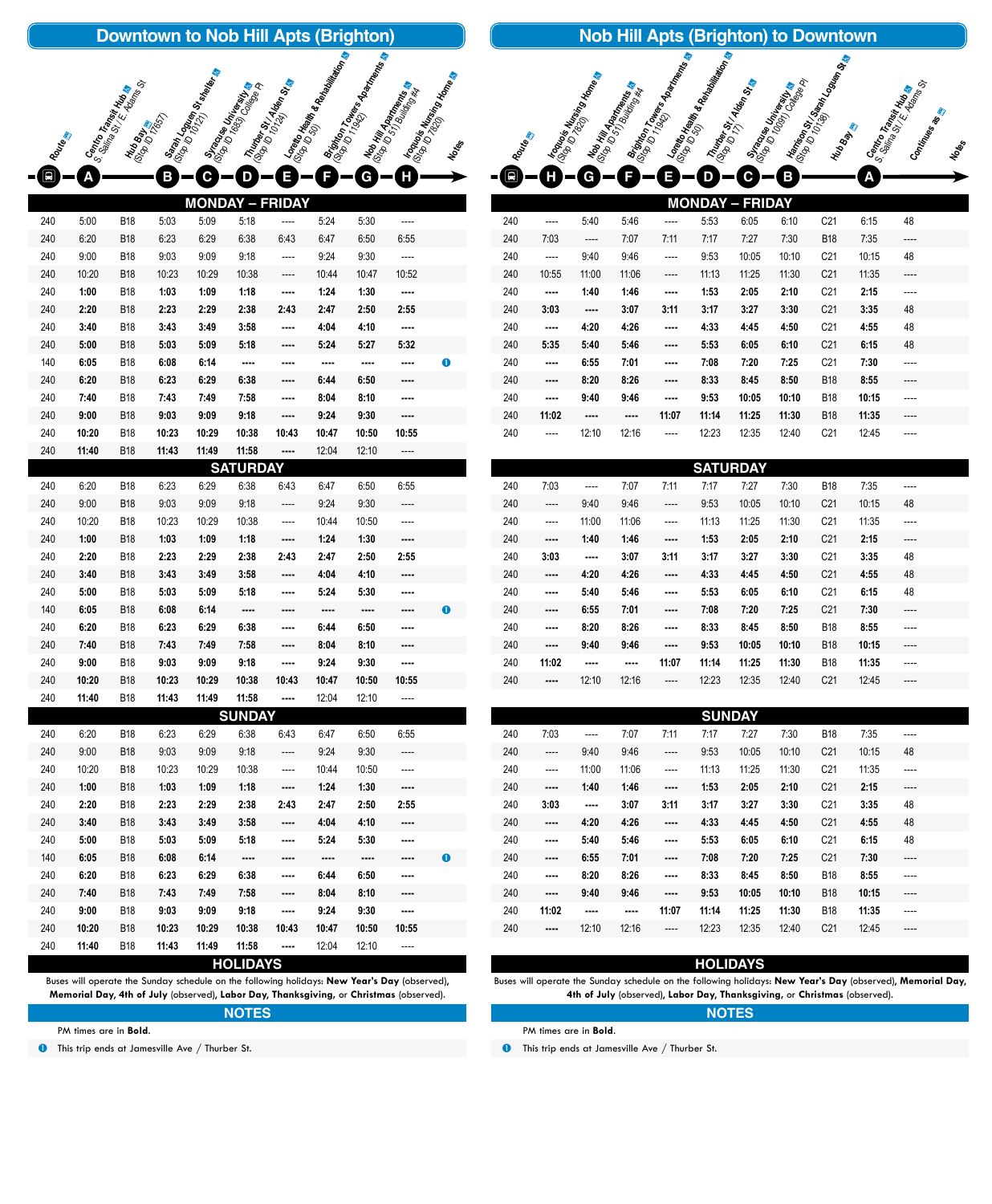## Downtown to Nob Hill Apts (Brighton)

| Route | A: Centro Transit Hub S. Salina St / E. Adams St | Hub Bay (Stop ID 17657) | B: Sarah Loguen St shelter (Stop ID 10121) | C: Syracuse University (Stop ID 1683) College Pl | D: Thurber St / Alden St (Stop ID 10124) | E: Loretto Health & Rehabilitation (Stop ID 50) | F: Brighton Towers Apartments (Stop ID 11942) | G: Nob Hill Apartments (Stop ID 51) Building #4 | H: Iroquois Nursing Home (Stop ID 7820) | Notes |
|---|---|---|---|---|---|---|---|---|---|---|
| **MONDAY – FRIDAY** | | | | | | | | | | |
| 240 | 5:00 | B18 | 5:03 | 5:09 | 5:18 | ---- | 5:24 | 5:30 | ---- | |
| 240 | 6:20 | B18 | 6:23 | 6:29 | 6:38 | 6:43 | 6:47 | 6:50 | 6:55 | |
| 240 | 9:00 | B18 | 9:03 | 9:09 | 9:18 | ---- | 9:24 | 9:30 | ---- | |
| 240 | 10:20 | B18 | 10:23 | 10:29 | 10:38 | ---- | 10:44 | 10:47 | 10:52 | |
| 240 | **1:00** | B18 | **1:03** | **1:09** | **1:18** | ---- | **1:24** | **1:30** | ---- | |
| 240 | **2:20** | B18 | **2:23** | **2:29** | **2:38** | **2:43** | **2:47** | **2:50** | **2:55** | |
| 240 | **3:40** | B18 | **3:43** | **3:49** | **3:58** | ---- | **4:04** | **4:10** | ---- | |
| 240 | **5:00** | B18 | **5:03** | **5:09** | **5:18** | ---- | **5:24** | **5:27** | **5:32** | |
| 140 | **6:05** | B18 | **6:08** | **6:14** | ---- | ---- | ---- | ---- | ---- | 1 |
| 240 | **6:20** | B18 | **6:23** | **6:29** | **6:38** | ---- | **6:44** | **6:50** | ---- | |
| 240 | **7:40** | B18 | **7:43** | **7:49** | **7:58** | ---- | **8:04** | **8:10** | ---- | |
| 240 | **9:00** | B18 | **9:03** | **9:09** | **9:18** | ---- | **9:24** | **9:30** | ---- | |
| 240 | **10:20** | B18 | **10:23** | **10:29** | **10:38** | **10:43** | **10:47** | **10:50** | **10:55** | |
| 240 | **11:40** | B18 | **11:43** | **11:49** | **11:58** | ---- | 12:04 | 12:10 | ---- | |
| **SATURDAY** | | | | | | | | | | |
| 240 | 6:20 | B18 | 6:23 | 6:29 | 6:38 | 6:43 | 6:47 | 6:50 | 6:55 | |
| 240 | 9:00 | B18 | 9:03 | 9:09 | 9:18 | ---- | 9:24 | 9:30 | ---- | |
| 240 | 10:20 | B18 | 10:23 | 10:29 | 10:38 | ---- | 10:44 | 10:50 | ---- | |
| 240 | **1:00** | B18 | **1:03** | **1:09** | **1:18** | ---- | **1:24** | **1:30** | ---- | |
| 240 | **2:20** | B18 | **2:23** | **2:29** | **2:38** | **2:43** | **2:47** | **2:50** | **2:55** | |
| 240 | **3:40** | B18 | **3:43** | **3:49** | **3:58** | ---- | **4:04** | **4:10** | ---- | |
| 240 | **5:00** | B18 | **5:03** | **5:09** | **5:18** | ---- | **5:24** | **5:30** | ---- | |
| 140 | **6:05** | B18 | **6:08** | **6:14** | ---- | ---- | ---- | ---- | ---- | 1 |
| 240 | **6:20** | B18 | **6:23** | **6:29** | **6:38** | ---- | **6:44** | **6:50** | ---- | |
| 240 | **7:40** | B18 | **7:43** | **7:49** | **7:58** | ---- | **8:04** | **8:10** | ---- | |
| 240 | **9:00** | B18 | **9:03** | **9:09** | **9:18** | ---- | **9:24** | **9:30** | ---- | |
| 240 | **10:20** | B18 | **10:23** | **10:29** | **10:38** | **10:43** | **10:47** | **10:50** | **10:55** | |
| 240 | **11:40** | B18 | **11:43** | **11:49** | **11:58** | ---- | 12:04 | 12:10 | ---- | |
| **SUNDAY** | | | | | | | | | | |
| 240 | 6:20 | B18 | 6:23 | 6:29 | 6:38 | 6:43 | 6:47 | 6:50 | 6:55 | |
| 240 | 9:00 | B18 | 9:03 | 9:09 | 9:18 | ---- | 9:24 | 9:30 | ---- | |
| 240 | 10:20 | B18 | 10:23 | 10:29 | 10:38 | ---- | 10:44 | 10:50 | ---- | |
| 240 | **1:00** | B18 | **1:03** | **1:09** | **1:18** | ---- | **1:24** | **1:30** | ---- | |
| 240 | **2:20** | B18 | **2:23** | **2:29** | **2:38** | **2:43** | **2:47** | **2:50** | **2:55** | |
| 240 | **3:40** | B18 | **3:43** | **3:49** | **3:58** | ---- | **4:04** | **4:10** | ---- | |
| 240 | **5:00** | B18 | **5:03** | **5:09** | **5:18** | ---- | **5:24** | **5:30** | ---- | |
| 140 | **6:05** | B18 | **6:08** | **6:14** | ---- | ---- | ---- | ---- | ---- | 1 |
| 240 | **6:20** | B18 | **6:23** | **6:29** | **6:38** | ---- | **6:44** | **6:50** | ---- | |
| 240 | **7:40** | B18 | **7:43** | **7:49** | **7:58** | ---- | **8:04** | **8:10** | ---- | |
| 240 | **9:00** | B18 | **9:03** | **9:09** | **9:18** | ---- | **9:24** | **9:30** | ---- | |
| 240 | **10:20** | B18 | **10:23** | **10:29** | **10:38** | **10:43** | **10:47** | **10:50** | **10:55** | |
| 240 | **11:40** | B18 | **11:43** | **11:49** | **11:58** | ---- | 12:04 | 12:10 | ---- | |

### HOLIDAYS

Buses will operate the Sunday schedule on the following holidays: **New Year's Day** (observed), **Memorial Day**, **4th of July** (observed), **Labor Day**, **Thanksgiving**, or **Christmas** (observed).

### NOTES

PM times are in **Bold**.

1 This trip ends at Jamesville Ave / Thurber St.

## Nob Hill Apts (Brighton) to Downtown

| Route | H: Iroquois Nursing Home (Stop ID 7820) | G: Nob Hill Apartments (Stop ID 51) Building #4 | F: Brighton Towers Apartments (Stop ID 11942) | E: Loretto Health & Rehabilitation (Stop ID 50) | D: Thurber St / Alden St (Stop ID 17) | C: Syracuse University (Stop ID 10091) College Pl | B: Harrison St / Sarah Loguen St (Stop ID 10138) | Hub Bay | A: Centro Transit Hub S. Salina St / E. Adams St | Continues as | Notes |
|---|---|---|---|---|---|---|---|---|---|---|---|
| **MONDAY – FRIDAY** | | | | | | | | | | | |
| 240 | ---- | 5:40 | 5:46 | ---- | 5:53 | 6:05 | 6:10 | C21 | 6:15 | 48 | |
| 240 | 7:03 | ---- | 7:07 | 7:11 | 7:17 | 7:27 | 7:30 | B18 | 7:35 | ---- | |
| 240 | ---- | 9:40 | 9:46 | ---- | 9:53 | 10:05 | 10:10 | C21 | 10:15 | 48 | |
| 240 | 10:55 | 11:00 | 11:06 | ---- | 11:13 | 11:25 | 11:30 | C21 | 11:35 | ---- | |
| 240 | ---- | **1:40** | **1:46** | ---- | **1:53** | **2:05** | **2:10** | C21 | **2:15** | ---- | |
| 240 | **3:03** | ---- | **3:07** | **3:11** | **3:17** | **3:27** | **3:30** | C21 | **3:35** | 48 | |
| 240 | ---- | **4:20** | **4:26** | ---- | **4:33** | **4:45** | **4:50** | C21 | **4:55** | 48 | |
| 240 | **5:35** | **5:40** | **5:46** | ---- | **5:53** | **6:05** | **6:10** | C21 | **6:15** | 48 | |
| 240 | ---- | **6:55** | **7:01** | ---- | **7:08** | **7:20** | **7:25** | C21 | **7:30** | ---- | |
| 240 | ---- | **8:20** | **8:26** | ---- | **8:33** | **8:45** | **8:50** | B18 | **8:55** | ---- | |
| 240 | ---- | **9:40** | **9:46** | ---- | **9:53** | **10:05** | **10:10** | B18 | **10:15** | ---- | |
| 240 | **11:02** | ---- | ---- | **11:07** | **11:14** | **11:25** | **11:30** | B18 | **11:35** | ---- | |
| 240 | ---- | 12:10 | 12:16 | ---- | 12:23 | 12:35 | 12:40 | C21 | 12:45 | ---- | |
| **SATURDAY** | | | | | | | | | | | |
| 240 | 7:03 | ---- | 7:07 | 7:11 | 7:17 | 7:27 | 7:30 | B18 | 7:35 | ---- | |
| 240 | ---- | 9:40 | 9:46 | ---- | 9:53 | 10:05 | 10:10 | C21 | 10:15 | 48 | |
| 240 | ---- | 11:00 | 11:06 | ---- | 11:13 | 11:25 | 11:30 | C21 | 11:35 | ---- | |
| 240 | ---- | **1:40** | **1:46** | ---- | **1:53** | **2:05** | **2:10** | C21 | **2:15** | ---- | |
| 240 | **3:03** | ---- | **3:07** | **3:11** | **3:17** | **3:27** | **3:30** | C21 | **3:35** | 48 | |
| 240 | ---- | **4:20** | **4:26** | ---- | **4:33** | **4:45** | **4:50** | C21 | **4:55** | 48 | |
| 240 | ---- | **5:40** | **5:46** | ---- | **5:53** | **6:05** | **6:10** | C21 | **6:15** | 48 | |
| 240 | ---- | **6:55** | **7:01** | ---- | **7:08** | **7:20** | **7:25** | C21 | **7:30** | ---- | |
| 240 | ---- | **8:20** | **8:26** | ---- | **8:33** | **8:45** | **8:50** | B18 | **8:55** | ---- | |
| 240 | ---- | **9:40** | **9:46** | ---- | **9:53** | **10:05** | **10:10** | B18 | **10:15** | ---- | |
| 240 | **11:02** | ---- | ---- | **11:07** | **11:14** | **11:25** | **11:30** | B18 | **11:35** | ---- | |
| 240 | ---- | 12:10 | 12:16 | ---- | 12:23 | 12:35 | 12:40 | C21 | 12:45 | ---- | |
| **SUNDAY** | | | | | | | | | | | |
| 240 | 7:03 | ---- | 7:07 | 7:11 | 7:17 | 7:27 | 7:30 | B18 | 7:35 | ---- | |
| 240 | ---- | 9:40 | 9:46 | ---- | 9:53 | 10:05 | 10:10 | C21 | 10:15 | 48 | |
| 240 | ---- | 11:00 | 11:06 | ---- | 11:13 | 11:25 | 11:30 | C21 | 11:35 | ---- | |
| 240 | ---- | **1:40** | **1:46** | ---- | **1:53** | **2:05** | **2:10** | C21 | **2:15** | ---- | |
| 240 | **3:03** | ---- | **3:07** | **3:11** | **3:17** | **3:27** | **3:30** | C21 | **3:35** | 48 | |
| 240 | ---- | **4:20** | **4:26** | ---- | **4:33** | **4:45** | **4:50** | C21 | **4:55** | 48 | |
| 240 | ---- | **5:40** | **5:46** | ---- | **5:53** | **6:05** | **6:10** | C21 | **6:15** | 48 | |
| 240 | ---- | **6:55** | **7:01** | ---- | **7:08** | **7:20** | **7:25** | C21 | **7:30** | ---- | |
| 240 | ---- | **8:20** | **8:26** | ---- | **8:33** | **8:45** | **8:50** | B18 | **8:55** | ---- | |
| 240 | ---- | **9:40** | **9:46** | ---- | **9:53** | **10:05** | **10:10** | B18 | **10:15** | ---- | |
| 240 | **11:02** | ---- | ---- | **11:07** | **11:14** | **11:25** | **11:30** | B18 | **11:35** | ---- | |
| 240 | ---- | 12:10 | 12:16 | ---- | 12:23 | 12:35 | 12:40 | C21 | 12:45 | ---- | |

### HOLIDAYS

Buses will operate the Sunday schedule on the following holidays: **New Year's Day** (observed), **Memorial Day**, **4th of July** (observed), **Labor Day**, **Thanksgiving**, or **Christmas** (observed).

### NOTES

PM times are in **Bold**.

1 This trip ends at Jamesville Ave / Thurber St.